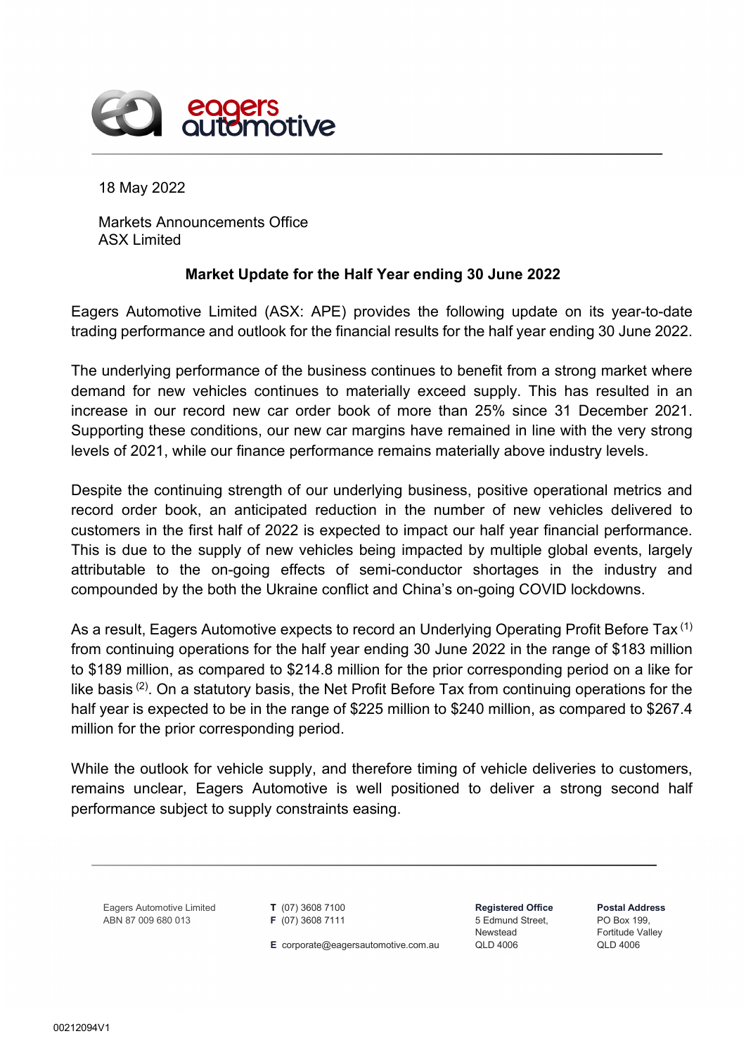18 May 2022

Markets Announcements Office
ASX Limited

**Market Update for the Half Year ending 30 June 2022**

Eagers Automotive Limited (ASX: APE) provides the following update on its year-to-date trading performance and outlook for the financial results for the half year ending 30 June 2022.

The underlying performance of the business continues to benefit from a strong market where demand for new vehicles continues to materially exceed supply. This has resulted in an increase in our record new car order book of more than 25% since 31 December 2021. Supporting these conditions, our new car margins have remained in line with the very strong levels of 2021, while our finance performance remains materially above industry levels.

Despite the continuing strength of our underlying business, positive operational metrics and record order book, an anticipated reduction in the number of new vehicles delivered to customers in the first half of 2022 is expected to impact our half year financial performance. This is due to the supply of new vehicles being impacted by multiple global events, largely attributable to the on-going effects of semi-conductor shortages in the industry and compounded by the both the Ukraine conflict and China's on-going COVID lockdowns.

As a result, Eagers Automotive expects to record an Underlying Operating Profit Before Tax (1) from continuing operations for the half year ending 30 June 2022 in the range of $183 million to $189 million, as compared to $214.8 million for the prior corresponding period on a like for like basis (2). On a statutory basis, the Net Profit Before Tax from continuing operations for the half year is expected to be in the range of $225 million to $240 million, as compared to $267.4 million for the prior corresponding period.

While the outlook for vehicle supply, and therefore timing of vehicle deliveries to customers, remains unclear, Eagers Automotive is well positioned to deliver a strong second half performance subject to supply constraints easing.

Eagers Automotive Limited
ABN 87 009 680 013

**T** (07) 3608 7100
**F** (07) 3608 7111

**E** corporate@eagersautomotive.com.au

**Registered Office**
5 Edmund Street,
Newstead
QLD 4006

**Postal Address**
PO Box 199,
Fortitude Valley
QLD 4006

00212094V1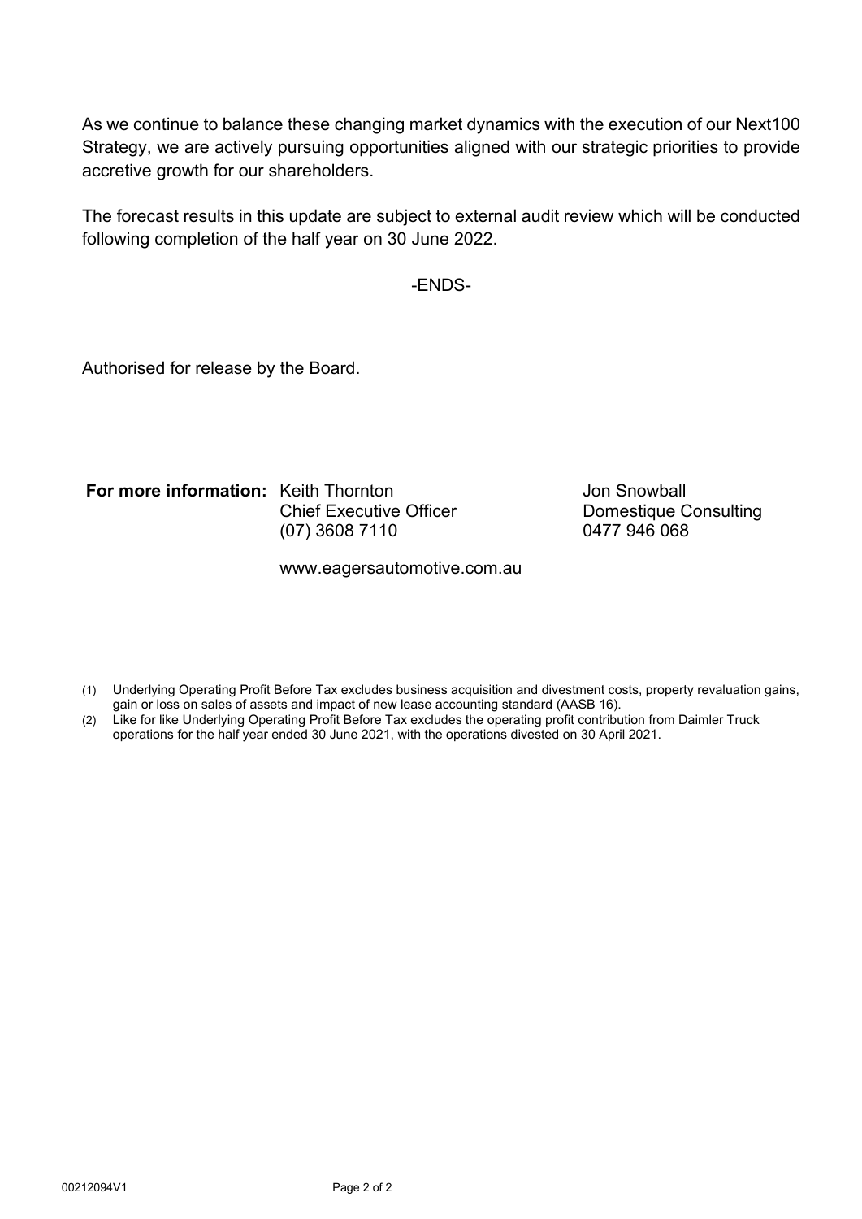As we continue to balance these changing market dynamics with the execution of our Next100 Strategy, we are actively pursuing opportunities aligned with our strategic priorities to provide accretive growth for our shareholders.

The forecast results in this update are subject to external audit review which will be conducted following completion of the half year on 30 June 2022.

-ENDS-

Authorised for release by the Board.

**For more information:** Keith Thornton
Chief Executive Officer
(07) 3608 7110

Jon Snowball
Domestique Consulting
0477 946 068

www.eagersautomotive.com.au

(1) Underlying Operating Profit Before Tax excludes business acquisition and divestment costs, property revaluation gains, gain or loss on sales of assets and impact of new lease accounting standard (AASB 16).

(2) Like for like Underlying Operating Profit Before Tax excludes the operating profit contribution from Daimler Truck operations for the half year ended 30 June 2021, with the operations divested on 30 April 2021.

00212094V1